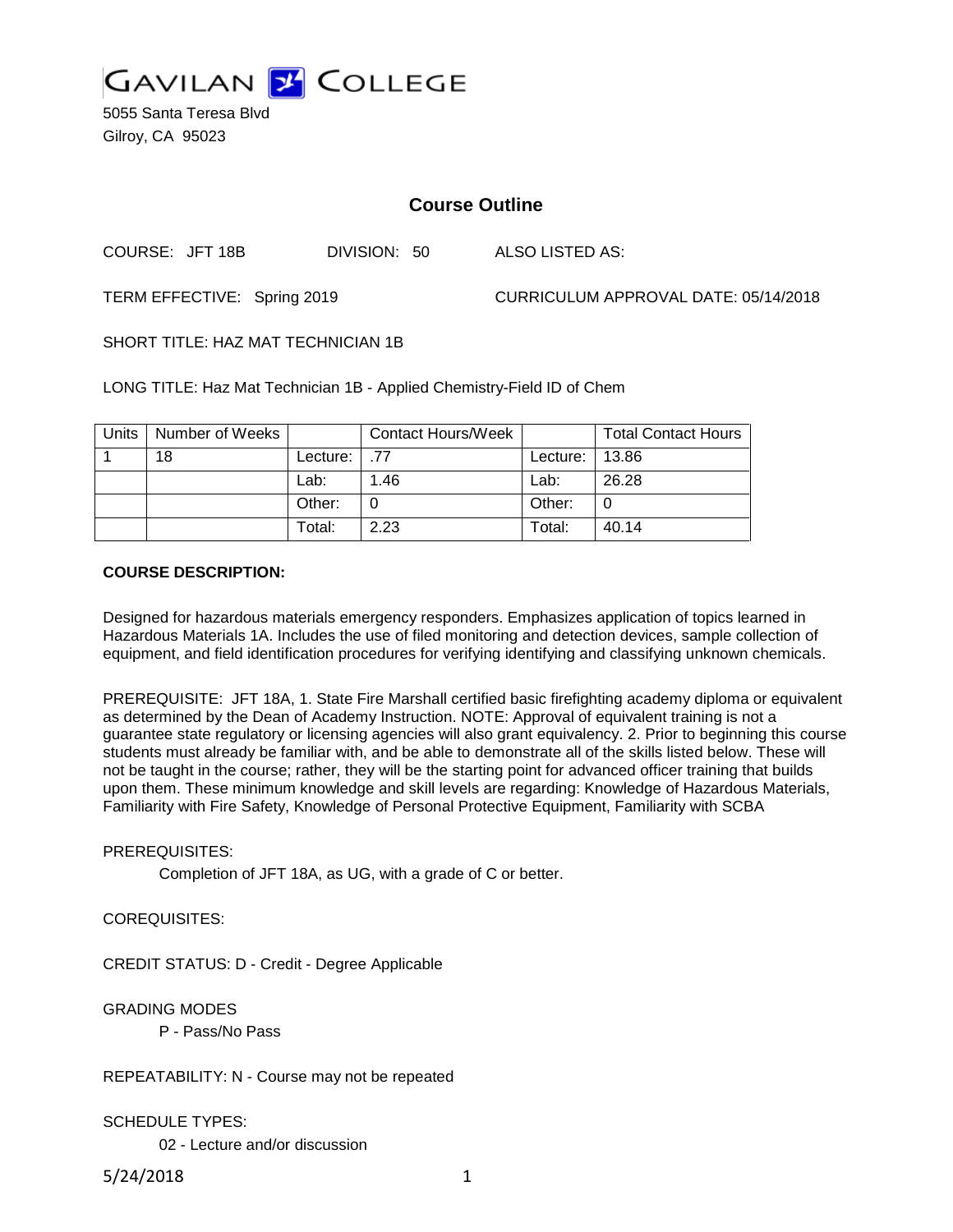# GAVILAN COLLEGE

5055 Santa Teresa Blvd
Gilroy, CA 95023

## Course Outline

COURSE: JFT 18B DIVISION: 50 ALSO LISTED AS:

TERM EFFECTIVE: Spring 2019 CURRICULUM APPROVAL DATE: 05/14/2018

SHORT TITLE: HAZ MAT TECHNICIAN 1B

LONG TITLE: Haz Mat Technician 1B - Applied Chemistry-Field ID of Chem

| Units | Number of Weeks | | Contact Hours/Week | | Total Contact Hours |
|---|---|---|---|---|---|
| 1 | 18 | Lecture: | .77 | Lecture: | 13.86 |
| | | Lab: | 1.46 | Lab: | 26.28 |
| | | Other: | 0 | Other: | 0 |
| | | Total: | 2.23 | Total: | 40.14 |

**COURSE DESCRIPTION:**

Designed for hazardous materials emergency responders. Emphasizes application of topics learned in Hazardous Materials 1A. Includes the use of filed monitoring and detection devices, sample collection of equipment, and field identification procedures for verifying identifying and classifying unknown chemicals.

PREREQUISITE: JFT 18A, 1. State Fire Marshall certified basic firefighting academy diploma or equivalent as determined by the Dean of Academy Instruction. NOTE: Approval of equivalent training is not a guarantee state regulatory or licensing agencies will also grant equivalency. 2. Prior to beginning this course students must already be familiar with, and be able to demonstrate all of the skills listed below. These will not be taught in the course; rather, they will be the starting point for advanced officer training that builds upon them. These minimum knowledge and skill levels are regarding: Knowledge of Hazardous Materials, Familiarity with Fire Safety, Knowledge of Personal Protective Equipment, Familiarity with SCBA

PREREQUISITES:

Completion of JFT 18A, as UG, with a grade of C or better.

COREQUISITES:

CREDIT STATUS: D - Credit - Degree Applicable

GRADING MODES

P - Pass/No Pass

REPEATABILITY: N - Course may not be repeated

SCHEDULE TYPES:

02 - Lecture and/or discussion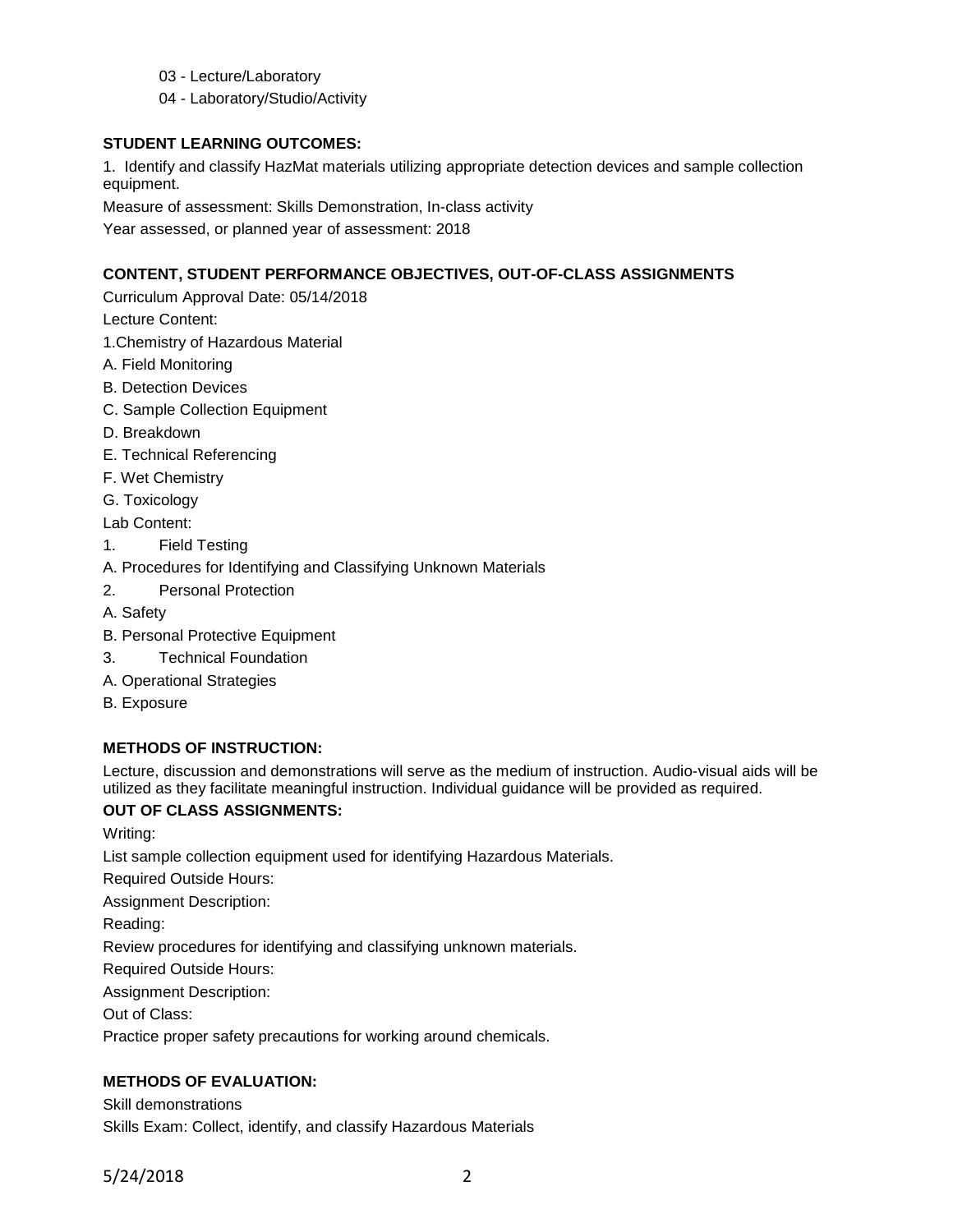03 - Lecture/Laboratory

04 - Laboratory/Studio/Activity

**STUDENT LEARNING OUTCOMES:**

1. Identify and classify HazMat materials utilizing appropriate detection devices and sample collection equipment.

Measure of assessment: Skills Demonstration, In-class activity

Year assessed, or planned year of assessment: 2018

**CONTENT, STUDENT PERFORMANCE OBJECTIVES, OUT-OF-CLASS ASSIGNMENTS**

Curriculum Approval Date: 05/14/2018

Lecture Content:

1.Chemistry of Hazardous Material

A. Field Monitoring

B. Detection Devices

C. Sample Collection Equipment

D. Breakdown

E. Technical Referencing

F. Wet Chemistry

G. Toxicology

Lab Content:

1. Field Testing

A. Procedures for Identifying and Classifying Unknown Materials

2. Personal Protection

A. Safety

B. Personal Protective Equipment

3. Technical Foundation

A. Operational Strategies

B. Exposure

**METHODS OF INSTRUCTION:**

Lecture, discussion and demonstrations will serve as the medium of instruction. Audio-visual aids will be utilized as they facilitate meaningful instruction. Individual guidance will be provided as required.

**OUT OF CLASS ASSIGNMENTS:**

Writing:

List sample collection equipment used for identifying Hazardous Materials.

Required Outside Hours:

Assignment Description:

Reading:

Review procedures for identifying and classifying unknown materials.

Required Outside Hours:

Assignment Description:

Out of Class:

Practice proper safety precautions for working around chemicals.

**METHODS OF EVALUATION:**

Skill demonstrations

Skills Exam: Collect, identify, and classify Hazardous Materials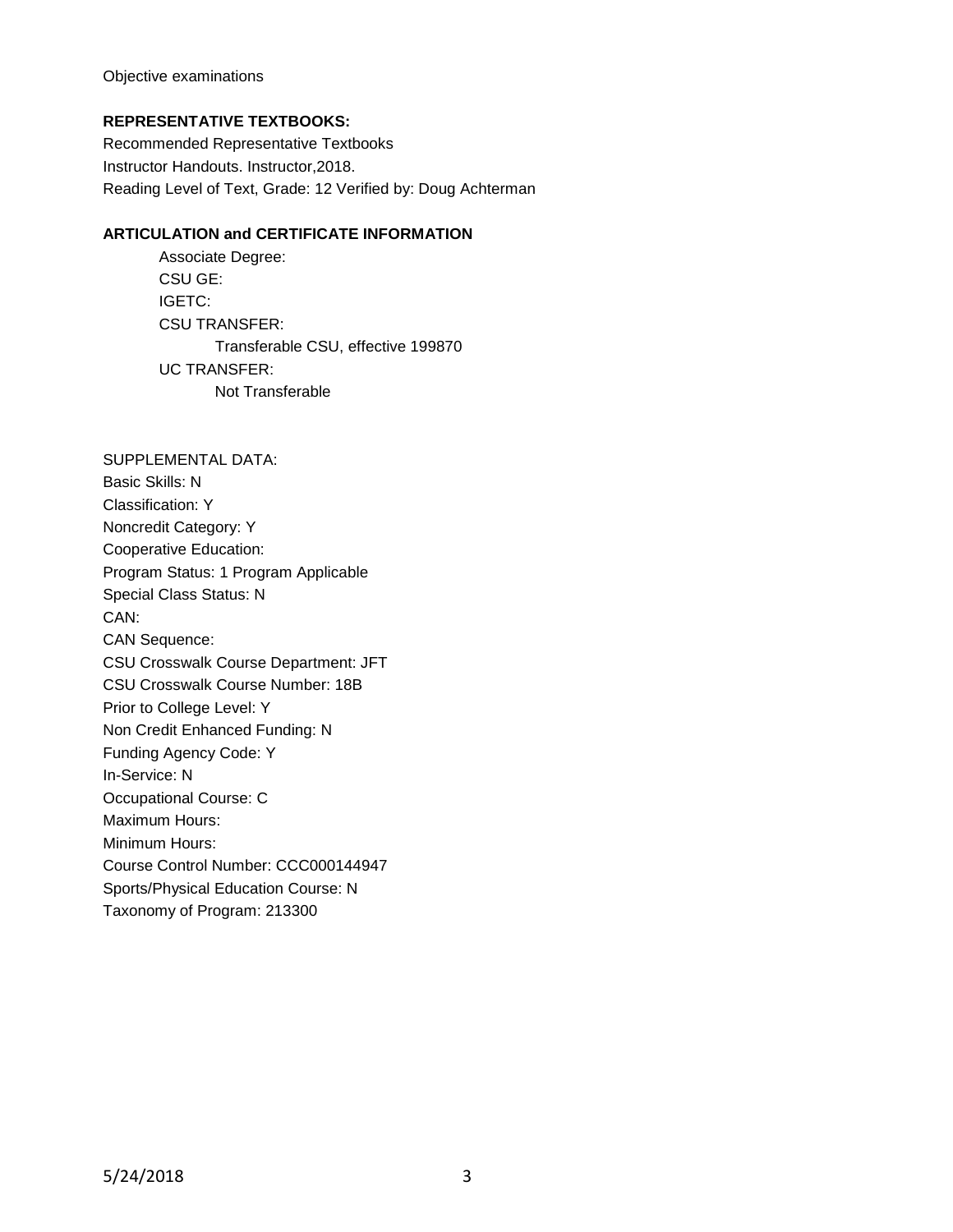Objective examinations

**REPRESENTATIVE TEXTBOOKS:**

Recommended Representative Textbooks

Instructor Handouts. Instructor,2018.

Reading Level of Text, Grade: 12 Verified by: Doug Achterman

**ARTICULATION and CERTIFICATE INFORMATION**

Associate Degree:

CSU GE:

IGETC:

CSU TRANSFER:

Transferable CSU, effective 199870

UC TRANSFER:

Not Transferable

SUPPLEMENTAL DATA:

Basic Skills: N

Classification: Y

Noncredit Category: Y

Cooperative Education:

Program Status: 1 Program Applicable

Special Class Status: N

CAN:

CAN Sequence:

CSU Crosswalk Course Department: JFT

CSU Crosswalk Course Number: 18B

Prior to College Level: Y

Non Credit Enhanced Funding: N

Funding Agency Code: Y

In-Service: N

Occupational Course: C

Maximum Hours:

Minimum Hours:

Course Control Number: CCC000144947

Sports/Physical Education Course: N

Taxonomy of Program: 213300